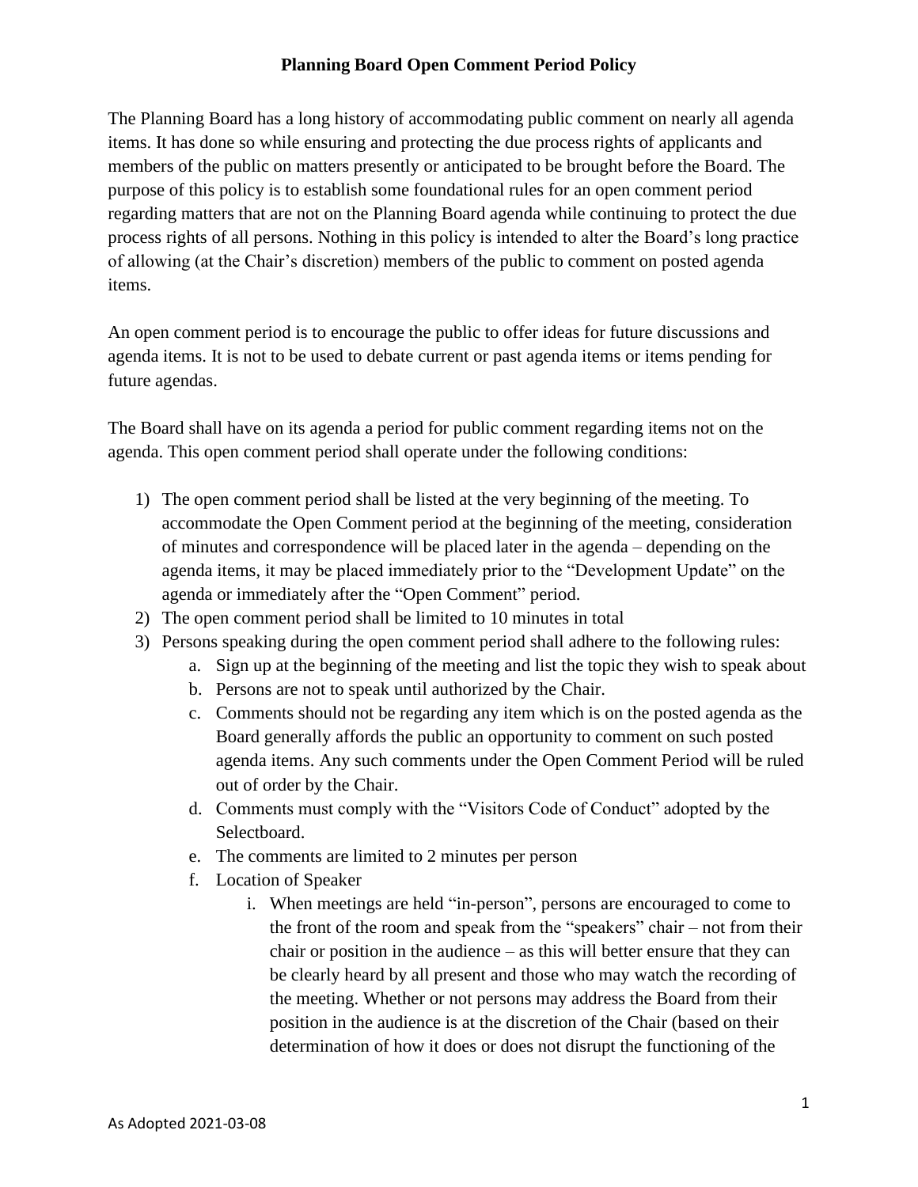# Planning Board Open Comment Period Policy

The Planning Board has a long history of accommodating public comment on nearly all agenda items. It has done so while ensuring and protecting the due process rights of applicants and members of the public on matters presently or anticipated to be brought before the Board. The purpose of this policy is to establish some foundational rules for an open comment period regarding matters that are not on the Planning Board agenda while continuing to protect the due process rights of all persons. Nothing in this policy is intended to alter the Board's long practice of allowing (at the Chair's discretion) members of the public to comment on posted agenda items.

An open comment period is to encourage the public to offer ideas for future discussions and agenda items. It is not to be used to debate current or past agenda items or items pending for future agendas.

The Board shall have on its agenda a period for public comment regarding items not on the agenda. This open comment period shall operate under the following conditions:

1) The open comment period shall be listed at the very beginning of the meeting. To accommodate the Open Comment period at the beginning of the meeting, consideration of minutes and correspondence will be placed later in the agenda – depending on the agenda items, it may be placed immediately prior to the "Development Update" on the agenda or immediately after the "Open Comment" period.
2) The open comment period shall be limited to 10 minutes in total
3) Persons speaking during the open comment period shall adhere to the following rules:
    a. Sign up at the beginning of the meeting and list the topic they wish to speak about
    b. Persons are not to speak until authorized by the Chair.
    c. Comments should not be regarding any item which is on the posted agenda as the Board generally affords the public an opportunity to comment on such posted agenda items. Any such comments under the Open Comment Period will be ruled out of order by the Chair.
    d. Comments must comply with the "Visitors Code of Conduct" adopted by the Selectboard.
    e. The comments are limited to 2 minutes per person
    f. Location of Speaker
        i. When meetings are held "in-person", persons are encouraged to come to the front of the room and speak from the "speakers" chair – not from their chair or position in the audience – as this will better ensure that they can be clearly heard by all present and those who may watch the recording of the meeting. Whether or not persons may address the Board from their position in the audience is at the discretion of the Chair (based on their determination of how it does or does not disrupt the functioning of the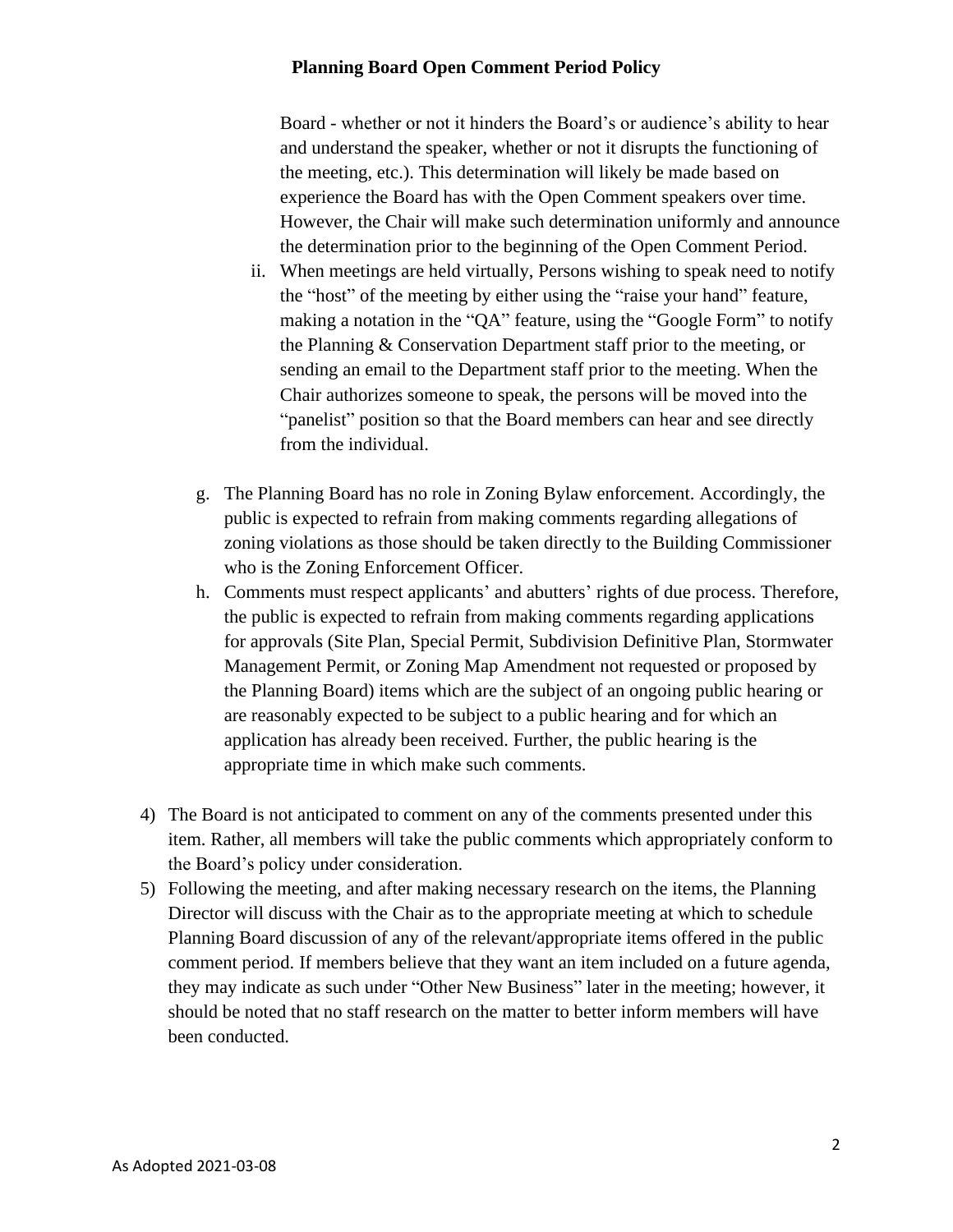Board - whether or not it hinders the Board's or audience's ability to hear and understand the speaker, whether or not it disrupts the functioning of the meeting, etc.). This determination will likely be made based on experience the Board has with the Open Comment speakers over time. However, the Chair will make such determination uniformly and announce the determination prior to the beginning of the Open Comment Period.

    ii. When meetings are held virtually, Persons wishing to speak need to notify the "host" of the meeting by either using the "raise your hand" feature, making a notation in the "QA" feature, using the "Google Form" to notify the Planning & Conservation Department staff prior to the meeting, or sending an email to the Department staff prior to the meeting. When the Chair authorizes someone to speak, the persons will be moved into the "panelist" position so that the Board members can hear and see directly from the individual.

g. The Planning Board has no role in Zoning Bylaw enforcement. Accordingly, the public is expected to refrain from making comments regarding allegations of zoning violations as those should be taken directly to the Building Commissioner who is the Zoning Enforcement Officer.

h. Comments must respect applicants' and abutters' rights of due process. Therefore, the public is expected to refrain from making comments regarding applications for approvals (Site Plan, Special Permit, Subdivision Definitive Plan, Stormwater Management Permit, or Zoning Map Amendment not requested or proposed by the Planning Board) items which are the subject of an ongoing public hearing or are reasonably expected to be subject to a public hearing and for which an application has already been received. Further, the public hearing is the appropriate time in which make such comments.

4) The Board is not anticipated to comment on any of the comments presented under this item. Rather, all members will take the public comments which appropriately conform to the Board's policy under consideration.

5) Following the meeting, and after making necessary research on the items, the Planning Director will discuss with the Chair as to the appropriate meeting at which to schedule Planning Board discussion of any of the relevant/appropriate items offered in the public comment period. If members believe that they want an item included on a future agenda, they may indicate as such under "Other New Business" later in the meeting; however, it should be noted that no staff research on the matter to better inform members will have been conducted.